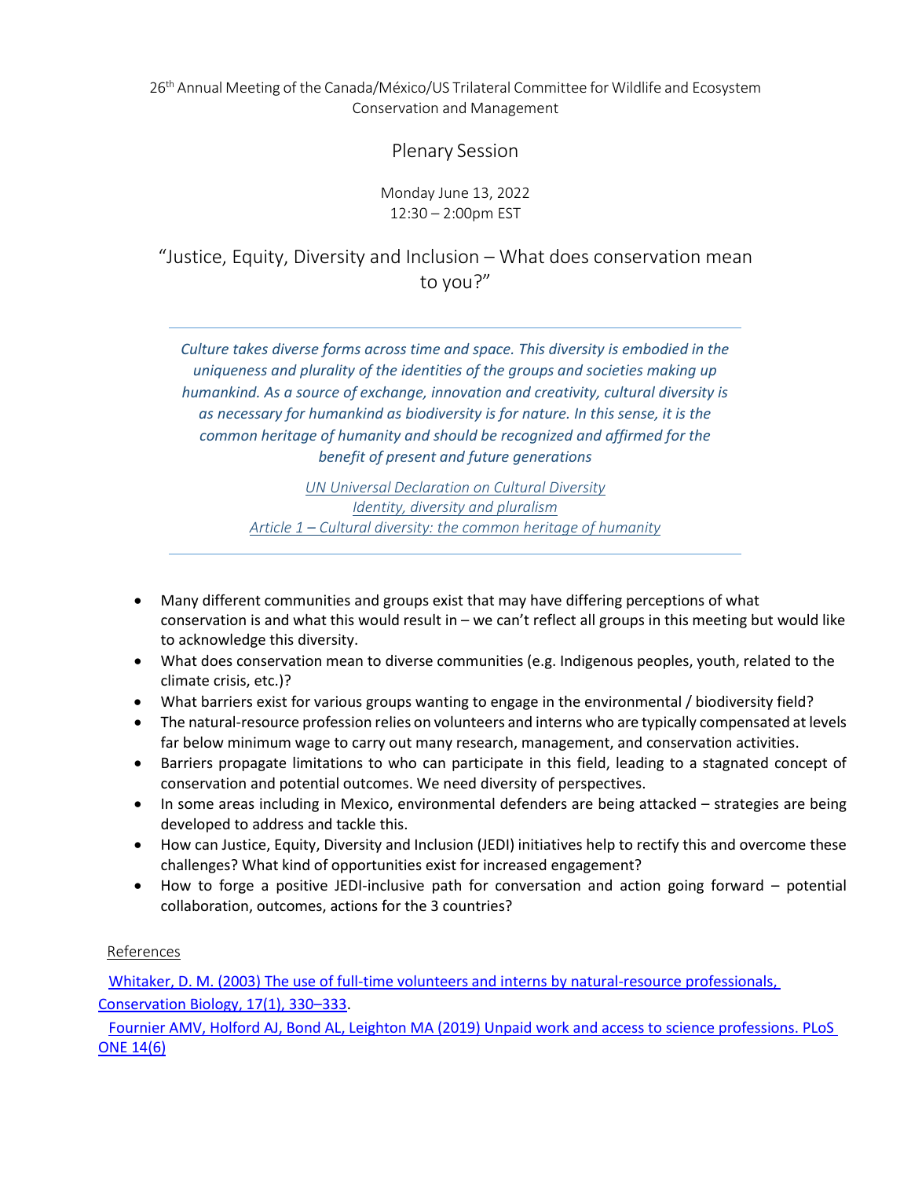26th Annual Meeting of the Canada/México/US Trilateral Committee for Wildlife and Ecosystem Conservation and Management

# Plenary Session

Monday June 13, 2022
12:30 – 2:00pm EST

## "Justice, Equity, Diversity and Inclusion – What does conservation mean to you?"

---

*Culture takes diverse forms across time and space. This diversity is embodied in the uniqueness and plurality of the identities of the groups and societies making up humankind. As a source of exchange, innovation and creativity, cultural diversity is as necessary for humankind as biodiversity is for nature. In this sense, it is the common heritage of humanity and should be recognized and affirmed for the benefit of present and future generations*

*UN Universal Declaration on Cultural Diversity*
*Identity, diversity and pluralism*
*Article 1 – Cultural diversity: the common heritage of humanity*

---

- Many different communities and groups exist that may have differing perceptions of what conservation is and what this would result in – we can't reflect all groups in this meeting but would like to acknowledge this diversity.
- What does conservation mean to diverse communities (e.g. Indigenous peoples, youth, related to the climate crisis, etc.)?
- What barriers exist for various groups wanting to engage in the environmental / biodiversity field?
- The natural-resource profession relies on volunteers and interns who are typically compensated at levels far below minimum wage to carry out many research, management, and conservation activities.
- Barriers propagate limitations to who can participate in this field, leading to a stagnated concept of conservation and potential outcomes. We need diversity of perspectives.
- In some areas including in Mexico, environmental defenders are being attacked – strategies are being developed to address and tackle this.
- How can Justice, Equity, Diversity and Inclusion (JEDI) initiatives help to rectify this and overcome these challenges? What kind of opportunities exist for increased engagement?
- How to forge a positive JEDI-inclusive path for conversation and action going forward – potential collaboration, outcomes, actions for the 3 countries?

References

Whitaker, D. M. (2003) The use of full-time volunteers and interns by natural-resource professionals, Conservation Biology, 17(1), 330–333.

Fournier AMV, Holford AJ, Bond AL, Leighton MA (2019) Unpaid work and access to science professions. PLoS ONE 14(6)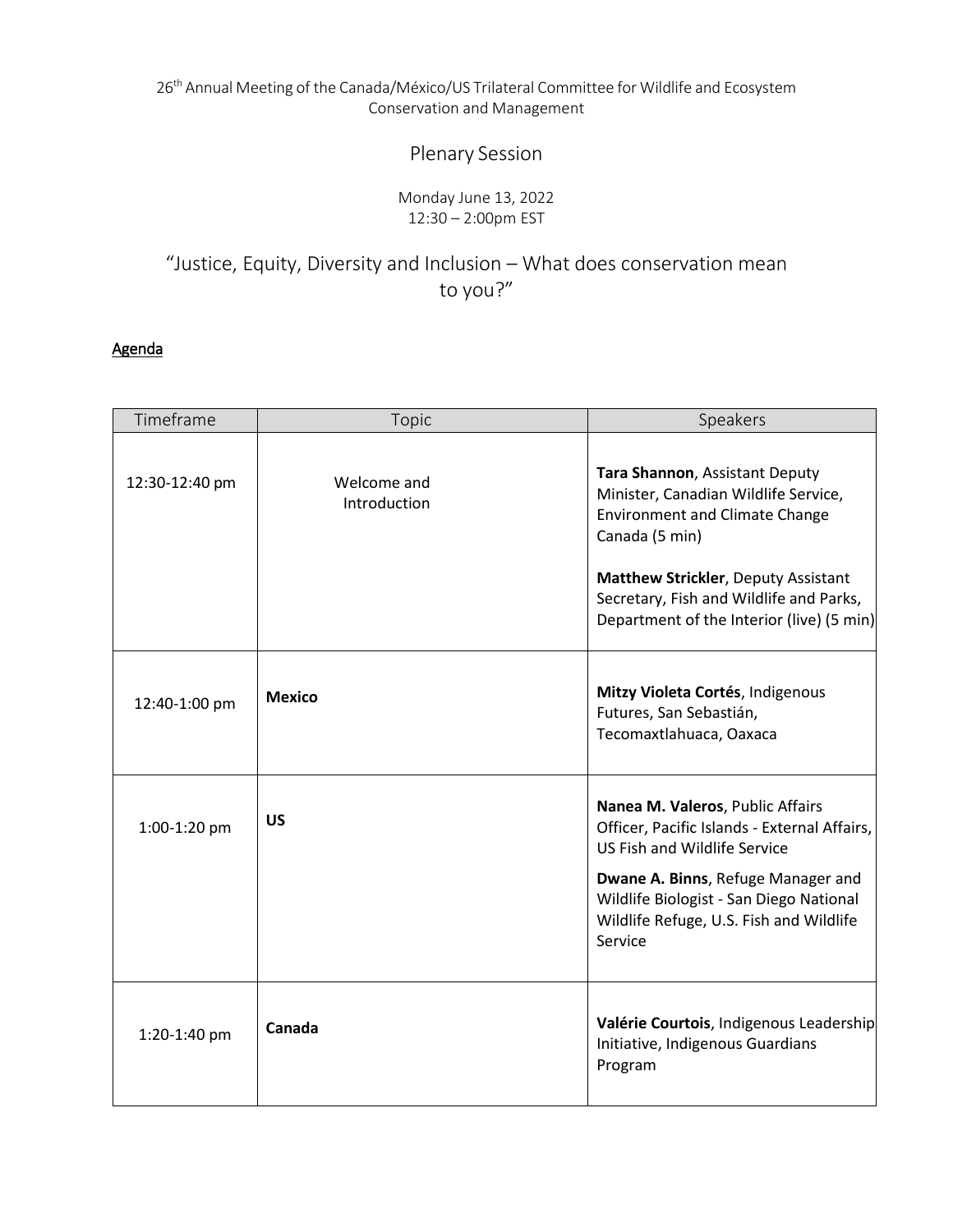26th Annual Meeting of the Canada/México/US Trilateral Committee for Wildlife and Ecosystem Conservation and Management

# Plenary Session

Monday June 13, 2022
12:30 – 2:00pm EST

## "Justice, Equity, Diversity and Inclusion – What does conservation mean to you?"

**Agenda**

| Timeframe | Topic | Speakers |
|---|---|---|
| 12:30-12:40 pm | Welcome and Introduction | **Tara Shannon**, Assistant Deputy Minister, Canadian Wildlife Service, Environment and Climate Change Canada (5 min)<br><br>**Matthew Strickler**, Deputy Assistant Secretary, Fish and Wildlife and Parks, Department of the Interior (live) (5 min) |
| 12:40-1:00 pm | **Mexico** | **Mitzy Violeta Cortés**, Indigenous Futures, San Sebastián, Tecomaxtlahuaca, Oaxaca |
| 1:00-1:20 pm | **US** | **Nanea M. Valeros**, Public Affairs Officer, Pacific Islands - External Affairs, US Fish and Wildlife Service<br><br>**Dwane A. Binns**, Refuge Manager and Wildlife Biologist - San Diego National Wildlife Refuge, U.S. Fish and Wildlife Service |
| 1:20-1:40 pm | **Canada** | **Valérie Courtois**, Indigenous Leadership Initiative, Indigenous Guardians Program |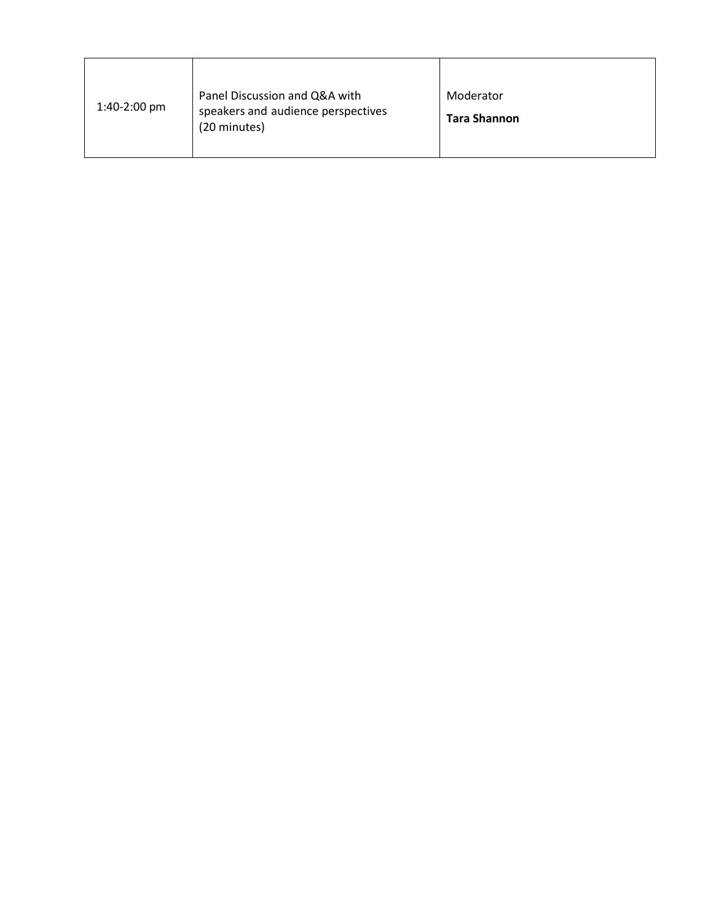| | | |
|---|---|---|
| 1:40-2:00 pm | Panel Discussion and Q&A with speakers and audience perspectives (20 minutes) | Moderator **Tara Shannon** |